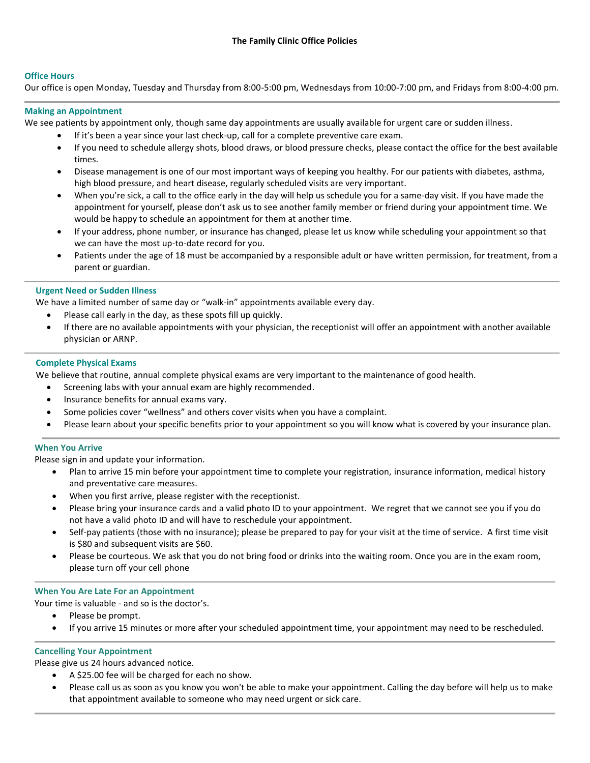# The Family Clinic Office Policies

## Office Hours

Our office is open Monday, Tuesday and Thursday from 8:00-5:00 pm, Wednesdays from 10:00-7:00 pm, and Fridays from 8:00-4:00 pm.

---

## Making an Appointment

We see patients by appointment only, though same day appointments are usually available for urgent care or sudden illness.

- If it's been a year since your last check-up, call for a complete preventive care exam.
- If you need to schedule allergy shots, blood draws, or blood pressure checks, please contact the office for the best available times.
- Disease management is one of our most important ways of keeping you healthy. For our patients with diabetes, asthma, high blood pressure, and heart disease, regularly scheduled visits are very important.
- When you're sick, a call to the office early in the day will help us schedule you for a same-day visit. If you have made the appointment for yourself, please don't ask us to see another family member or friend during your appointment time. We would be happy to schedule an appointment for them at another time.
- If your address, phone number, or insurance has changed, please let us know while scheduling your appointment so that we can have the most up-to-date record for you.
- Patients under the age of 18 must be accompanied by a responsible adult or have written permission, for treatment, from a parent or guardian.

---

## Urgent Need or Sudden Illness

We have a limited number of same day or "walk-in" appointments available every day.

- Please call early in the day, as these spots fill up quickly.
- If there are no available appointments with your physician, the receptionist will offer an appointment with another available physician or ARNP.

---

## Complete Physical Exams

We believe that routine, annual complete physical exams are very important to the maintenance of good health.

- Screening labs with your annual exam are highly recommended.
- Insurance benefits for annual exams vary.
- Some policies cover "wellness" and others cover visits when you have a complaint.
- Please learn about your specific benefits prior to your appointment so you will know what is covered by your insurance plan.

---

## When You Arrive

Please sign in and update your information.

- Plan to arrive 15 min before your appointment time to complete your registration, insurance information, medical history and preventative care measures.
- When you first arrive, please register with the receptionist.
- Please bring your insurance cards and a valid photo ID to your appointment. We regret that we cannot see you if you do not have a valid photo ID and will have to reschedule your appointment.
- Self-pay patients (those with no insurance); please be prepared to pay for your visit at the time of service. A first time visit is $80 and subsequent visits are $60.
- Please be courteous. We ask that you do not bring food or drinks into the waiting room. Once you are in the exam room, please turn off your cell phone

---

## When You Are Late For an Appointment

Your time is valuable - and so is the doctor's.

- Please be prompt.
- If you arrive 15 minutes or more after your scheduled appointment time, your appointment may need to be rescheduled.

---

## Cancelling Your Appointment

Please give us 24 hours advanced notice.

- A $25.00 fee will be charged for each no show.
- Please call us as soon as you know you won't be able to make your appointment. Calling the day before will help us to make that appointment available to someone who may need urgent or sick care.

---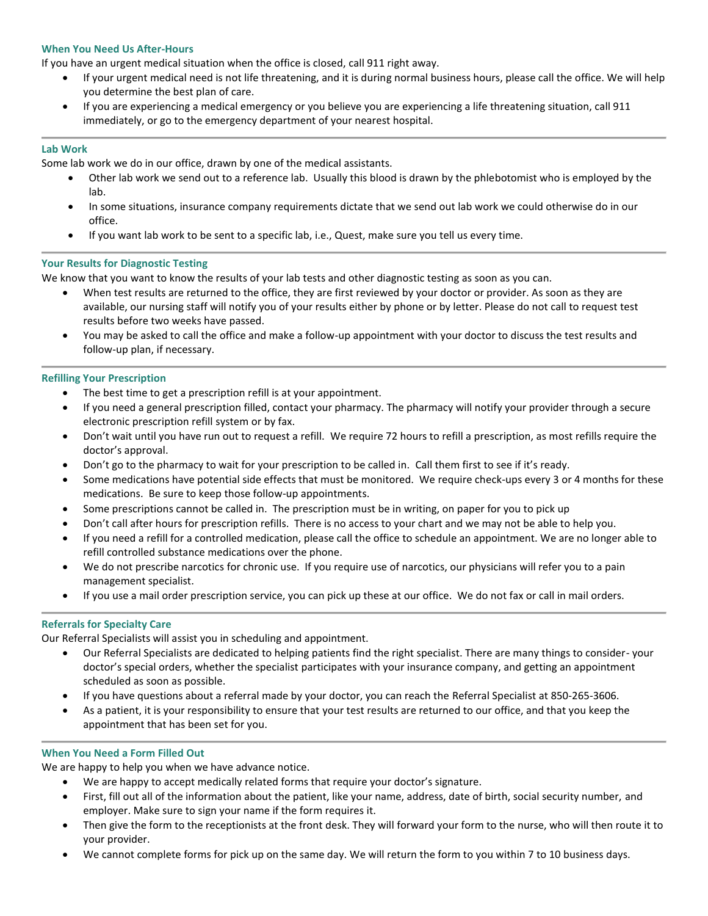### When You Need Us After-Hours

If you have an urgent medical situation when the office is closed, call 911 right away.

- If your urgent medical need is not life threatening, and it is during normal business hours, please call the office. We will help you determine the best plan of care.
- If you are experiencing a medical emergency or you believe you are experiencing a life threatening situation, call 911 immediately, or go to the emergency department of your nearest hospital.

---

### Lab Work

Some lab work we do in our office, drawn by one of the medical assistants.

- Other lab work we send out to a reference lab. Usually this blood is drawn by the phlebotomist who is employed by the lab.
- In some situations, insurance company requirements dictate that we send out lab work we could otherwise do in our office.
- If you want lab work to be sent to a specific lab, i.e., Quest, make sure you tell us every time.

---

### Your Results for Diagnostic Testing

We know that you want to know the results of your lab tests and other diagnostic testing as soon as you can.

- When test results are returned to the office, they are first reviewed by your doctor or provider. As soon as they are available, our nursing staff will notify you of your results either by phone or by letter. Please do not call to request test results before two weeks have passed.
- You may be asked to call the office and make a follow-up appointment with your doctor to discuss the test results and follow-up plan, if necessary.

---

### Refilling Your Prescription

- The best time to get a prescription refill is at your appointment.
- If you need a general prescription filled, contact your pharmacy. The pharmacy will notify your provider through a secure electronic prescription refill system or by fax.
- Don't wait until you have run out to request a refill. We require 72 hours to refill a prescription, as most refills require the doctor's approval.
- Don't go to the pharmacy to wait for your prescription to be called in. Call them first to see if it's ready.
- Some medications have potential side effects that must be monitored. We require check-ups every 3 or 4 months for these medications. Be sure to keep those follow-up appointments.
- Some prescriptions cannot be called in. The prescription must be in writing, on paper for you to pick up
- Don't call after hours for prescription refills. There is no access to your chart and we may not be able to help you.
- If you need a refill for a controlled medication, please call the office to schedule an appointment. We are no longer able to refill controlled substance medications over the phone.
- We do not prescribe narcotics for chronic use. If you require use of narcotics, our physicians will refer you to a pain management specialist.
- If you use a mail order prescription service, you can pick up these at our office. We do not fax or call in mail orders.

---

### Referrals for Specialty Care

Our Referral Specialists will assist you in scheduling and appointment.

- Our Referral Specialists are dedicated to helping patients find the right specialist. There are many things to consider- your doctor's special orders, whether the specialist participates with your insurance company, and getting an appointment scheduled as soon as possible.
- If you have questions about a referral made by your doctor, you can reach the Referral Specialist at 850-265-3606.
- As a patient, it is your responsibility to ensure that your test results are returned to our office, and that you keep the appointment that has been set for you.

---

### When You Need a Form Filled Out

We are happy to help you when we have advance notice.

- We are happy to accept medically related forms that require your doctor's signature.
- First, fill out all of the information about the patient, like your name, address, date of birth, social security number, and employer. Make sure to sign your name if the form requires it.
- Then give the form to the receptionists at the front desk. They will forward your form to the nurse, who will then route it to your provider.
- We cannot complete forms for pick up on the same day. We will return the form to you within 7 to 10 business days.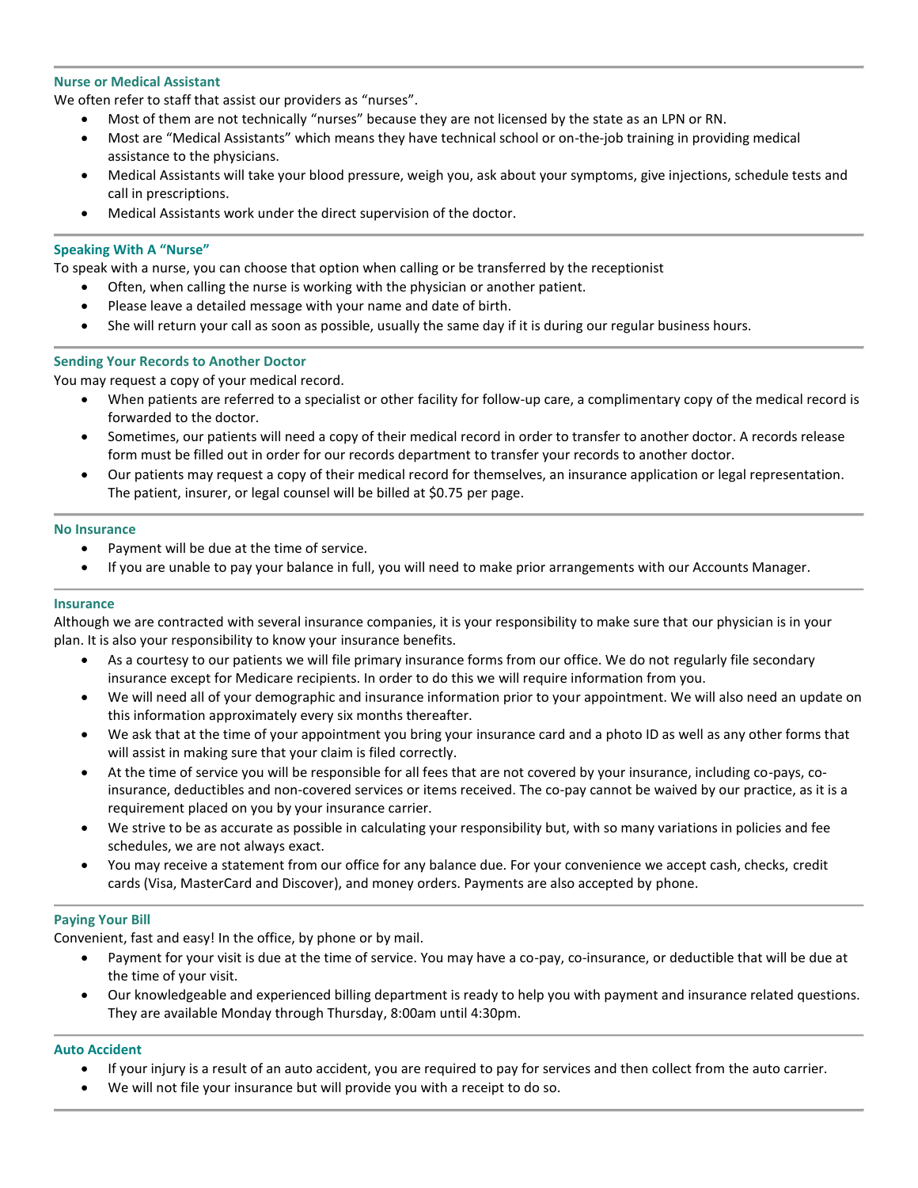### Nurse or Medical Assistant

We often refer to staff that assist our providers as "nurses".

- Most of them are not technically "nurses" because they are not licensed by the state as an LPN or RN.
- Most are "Medical Assistants" which means they have technical school or on-the-job training in providing medical assistance to the physicians.
- Medical Assistants will take your blood pressure, weigh you, ask about your symptoms, give injections, schedule tests and call in prescriptions.
- Medical Assistants work under the direct supervision of the doctor.

### Speaking With A "Nurse"

To speak with a nurse, you can choose that option when calling or be transferred by the receptionist

- Often, when calling the nurse is working with the physician or another patient.
- Please leave a detailed message with your name and date of birth.
- She will return your call as soon as possible, usually the same day if it is during our regular business hours.

### Sending Your Records to Another Doctor

You may request a copy of your medical record.

- When patients are referred to a specialist or other facility for follow-up care, a complimentary copy of the medical record is forwarded to the doctor.
- Sometimes, our patients will need a copy of their medical record in order to transfer to another doctor. A records release form must be filled out in order for our records department to transfer your records to another doctor.
- Our patients may request a copy of their medical record for themselves, an insurance application or legal representation. The patient, insurer, or legal counsel will be billed at $0.75 per page.

### No Insurance

- Payment will be due at the time of service.
- If you are unable to pay your balance in full, you will need to make prior arrangements with our Accounts Manager.

### Insurance

Although we are contracted with several insurance companies, it is your responsibility to make sure that our physician is in your plan. It is also your responsibility to know your insurance benefits.

- As a courtesy to our patients we will file primary insurance forms from our office. We do not regularly file secondary insurance except for Medicare recipients. In order to do this we will require information from you.
- We will need all of your demographic and insurance information prior to your appointment. We will also need an update on this information approximately every six months thereafter.
- We ask that at the time of your appointment you bring your insurance card and a photo ID as well as any other forms that will assist in making sure that your claim is filed correctly.
- At the time of service you will be responsible for all fees that are not covered by your insurance, including co-pays, co-insurance, deductibles and non-covered services or items received. The co-pay cannot be waived by our practice, as it is a requirement placed on you by your insurance carrier.
- We strive to be as accurate as possible in calculating your responsibility but, with so many variations in policies and fee schedules, we are not always exact.
- You may receive a statement from our office for any balance due. For your convenience we accept cash, checks, credit cards (Visa, MasterCard and Discover), and money orders. Payments are also accepted by phone.

### Paying Your Bill

Convenient, fast and easy! In the office, by phone or by mail.

- Payment for your visit is due at the time of service. You may have a co-pay, co-insurance, or deductible that will be due at the time of your visit.
- Our knowledgeable and experienced billing department is ready to help you with payment and insurance related questions. They are available Monday through Thursday, 8:00am until 4:30pm.

### Auto Accident

- If your injury is a result of an auto accident, you are required to pay for services and then collect from the auto carrier.
- We will not file your insurance but will provide you with a receipt to do so.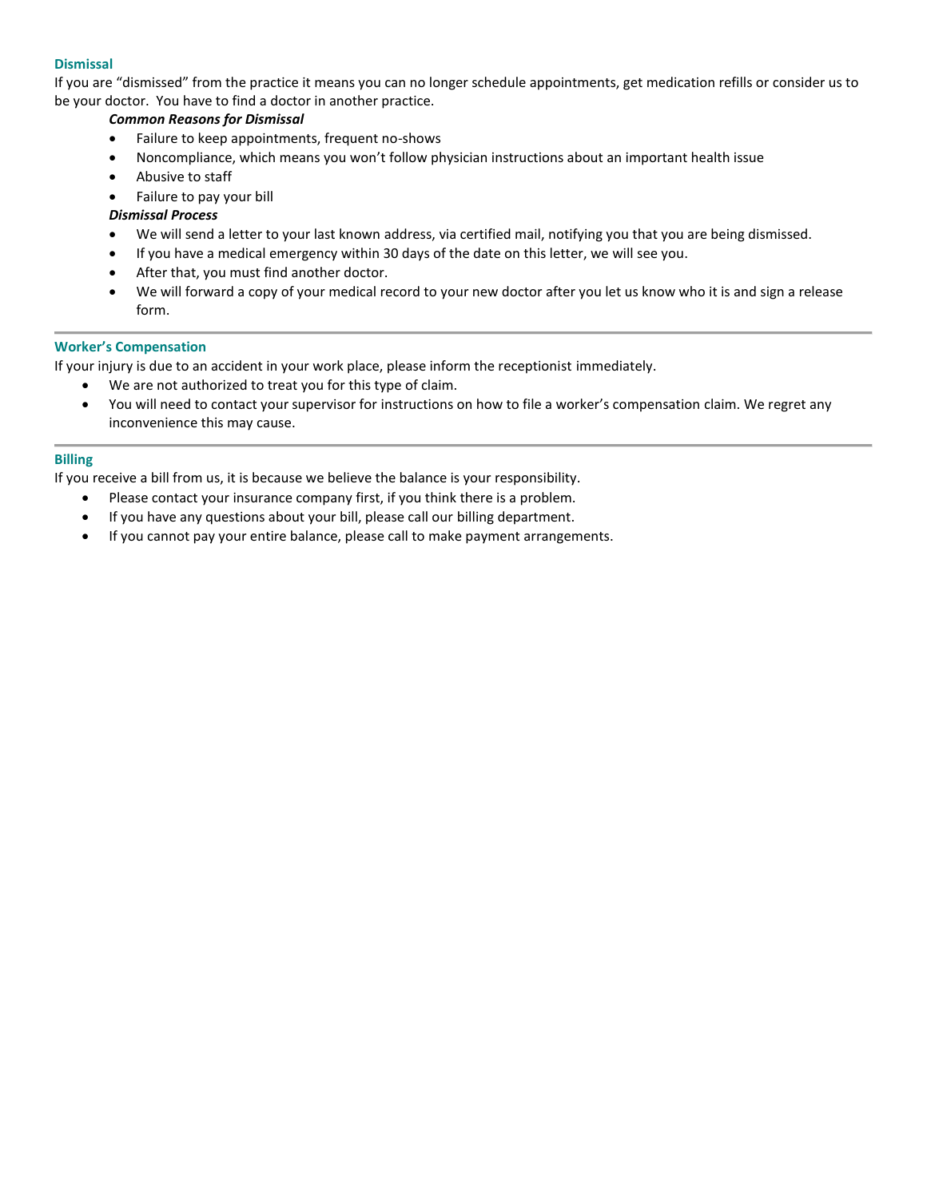## Dismissal

If you are "dismissed" from the practice it means you can no longer schedule appointments, get medication refills or consider us to be your doctor. You have to find a doctor in another practice.

***Common Reasons for Dismissal***

- Failure to keep appointments, frequent no-shows
- Noncompliance, which means you won't follow physician instructions about an important health issue
- Abusive to staff
- Failure to pay your bill

***Dismissal Process***

- We will send a letter to your last known address, via certified mail, notifying you that you are being dismissed.
- If you have a medical emergency within 30 days of the date on this letter, we will see you.
- After that, you must find another doctor.
- We will forward a copy of your medical record to your new doctor after you let us know who it is and sign a release form.

---

## Worker's Compensation

If your injury is due to an accident in your work place, please inform the receptionist immediately.

- We are not authorized to treat you for this type of claim.
- You will need to contact your supervisor for instructions on how to file a worker's compensation claim. We regret any inconvenience this may cause.

---

## Billing

If you receive a bill from us, it is because we believe the balance is your responsibility.

- Please contact your insurance company first, if you think there is a problem.
- If you have any questions about your bill, please call our billing department.
- If you cannot pay your entire balance, please call to make payment arrangements.